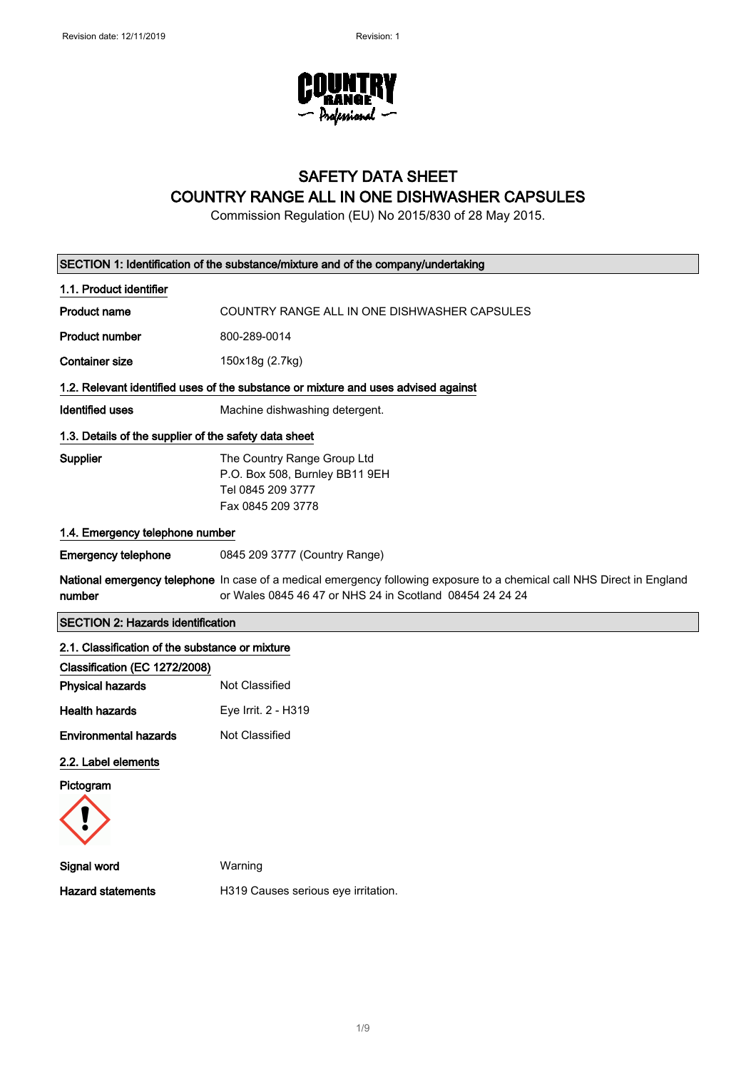Revision date: 12/11/2019 Revision: 1

# SAFETY DATA SHEET
# COUNTRY RANGE ALL IN ONE DISHWASHER CAPSULES

Commission Regulation (EU) No 2015/830 of 28 May 2015.

## SECTION 1: Identification of the substance/mixture and of the company/undertaking

### 1.1. Product identifier

**Product name** COUNTRY RANGE ALL IN ONE DISHWASHER CAPSULES

**Product number** 800-289-0014

**Container size** 150x18g (2.7kg)

### 1.2. Relevant identified uses of the substance or mixture and uses advised against

**Identified uses** Machine dishwashing detergent.

### 1.3. Details of the supplier of the safety data sheet

**Supplier**
The Country Range Group Ltd
P.O. Box 508, Burnley BB11 9EH
Tel 0845 209 3777
Fax 0845 209 3778

### 1.4. Emergency telephone number

**Emergency telephone** 0845 209 3777 (Country Range)

**National emergency telephone number** In case of a medical emergency following exposure to a chemical call NHS Direct in England or Wales 0845 46 47 or NHS 24 in Scotland 08454 24 24 24

## SECTION 2: Hazards identification

### 2.1. Classification of the substance or mixture

**Classification (EC 1272/2008)**

**Physical hazards** Not Classified

**Health hazards** Eye Irrit. 2 - H319

**Environmental hazards** Not Classified

### 2.2. Label elements

**Pictogram**

**Signal word** Warning

**Hazard statements** H319 Causes serious eye irritation.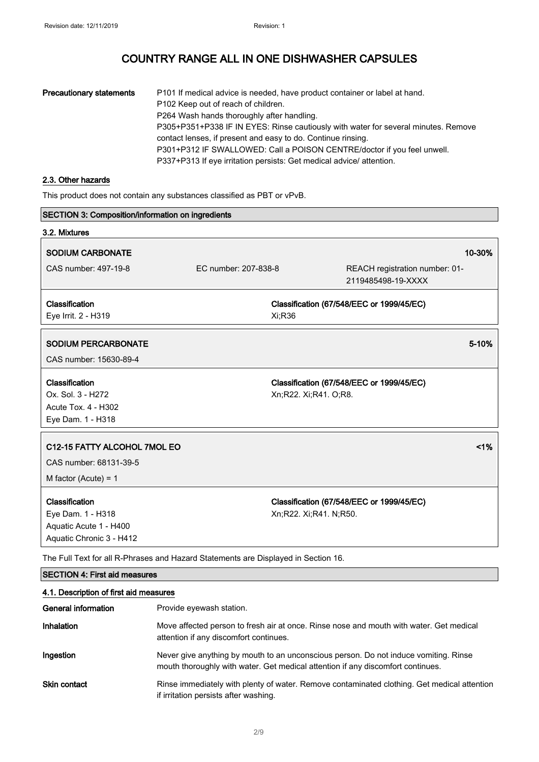| | |
|---|---|
| **Precautionary statements** | P101 If medical advice is needed, have product container or label at hand.<br>P102 Keep out of reach of children.<br>P264 Wash hands thoroughly after handling.<br>P305+P351+P338 IF IN EYES: Rinse cautiously with water for several minutes. Remove contact lenses, if present and easy to do. Continue rinsing.<br>P301+P312 IF SWALLOWED: Call a POISON CENTRE/doctor if you feel unwell.<br>P337+P313 If eye irritation persists: Get medical advice/ attention. |

### 2.3. Other hazards

This product does not contain any substances classified as PBT or vPvB.

## SECTION 3: Composition/information on ingredients

### 3.2. Mixtures

**SODIUM CARBONATE** — 10-30%

CAS number: 497-19-8 | EC number: 207-838-8 | REACH registration number: 01-2119485498-19-XXXX

| Classification | Classification (67/548/EEC or 1999/45/EC) |
|---|---|
| Eye Irrit. 2 - H319 | Xi;R36 |

**SODIUM PERCARBONATE** — 5-10%

CAS number: 15630-89-4

| Classification | Classification (67/548/EEC or 1999/45/EC) |
|---|---|
| Ox. Sol. 3 - H272<br>Acute Tox. 4 - H302<br>Eye Dam. 1 - H318 | Xn;R22. Xi;R41. O;R8. |

**C12-15 FATTY ALCOHOL 7MOL EO** — <1%

CAS number: 68131-39-5

M factor (Acute) = 1

| Classification | Classification (67/548/EEC or 1999/45/EC) |
|---|---|
| Eye Dam. 1 - H318<br>Aquatic Acute 1 - H400<br>Aquatic Chronic 3 - H412 | Xn;R22. Xi;R41. N;R50. |

The Full Text for all R-Phrases and Hazard Statements are Displayed in Section 16.

## SECTION 4: First aid measures

### 4.1. Description of first aid measures

| | |
|---|---|
| **General information** | Provide eyewash station. |
| **Inhalation** | Move affected person to fresh air at once. Rinse nose and mouth with water. Get medical attention if any discomfort continues. |
| **Ingestion** | Never give anything by mouth to an unconscious person. Do not induce vomiting. Rinse mouth thoroughly with water. Get medical attention if any discomfort continues. |
| **Skin contact** | Rinse immediately with plenty of water. Remove contaminated clothing. Get medical attention if irritation persists after washing. |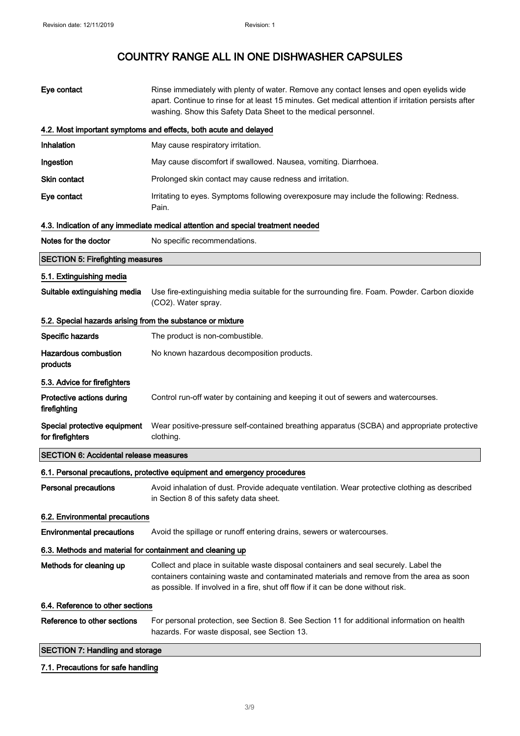| | |
|---|---|
| **Eye contact** | Rinse immediately with plenty of water. Remove any contact lenses and open eyelids wide apart. Continue to rinse for at least 15 minutes. Get medical attention if irritation persists after washing. Show this Safety Data Sheet to the medical personnel. |

### 4.2. Most important symptoms and effects, both acute and delayed

| | |
|---|---|
| **Inhalation** | May cause respiratory irritation. |
| **Ingestion** | May cause discomfort if swallowed. Nausea, vomiting. Diarrhoea. |
| **Skin contact** | Prolonged skin contact may cause redness and irritation. |
| **Eye contact** | Irritating to eyes. Symptoms following overexposure may include the following: Redness. Pain. |

### 4.3. Indication of any immediate medical attention and special treatment needed

| | |
|---|---|
| **Notes for the doctor** | No specific recommendations. |

## SECTION 5: Firefighting measures

### 5.1. Extinguishing media

| | |
|---|---|
| **Suitable extinguishing media** | Use fire-extinguishing media suitable for the surrounding fire. Foam. Powder. Carbon dioxide ($CO_2$). Water spray. |

### 5.2. Special hazards arising from the substance or mixture

| | |
|---|---|
| **Specific hazards** | The product is non-combustible. |
| **Hazardous combustion products** | No known hazardous decomposition products. |

### 5.3. Advice for firefighters

| | |
|---|---|
| **Protective actions during firefighting** | Control run-off water by containing and keeping it out of sewers and watercourses. |
| **Special protective equipment for firefighters** | Wear positive-pressure self-contained breathing apparatus (SCBA) and appropriate protective clothing. |

## SECTION 6: Accidental release measures

### 6.1. Personal precautions, protective equipment and emergency procedures

| | |
|---|---|
| **Personal precautions** | Avoid inhalation of dust. Provide adequate ventilation. Wear protective clothing as described in Section 8 of this safety data sheet. |

### 6.2. Environmental precautions

| | |
|---|---|
| **Environmental precautions** | Avoid the spillage or runoff entering drains, sewers or watercourses. |

### 6.3. Methods and material for containment and cleaning up

| | |
|---|---|
| **Methods for cleaning up** | Collect and place in suitable waste disposal containers and seal securely. Label the containers containing waste and contaminated materials and remove from the area as soon as possible. If involved in a fire, shut off flow if it can be done without risk. |

### 6.4. Reference to other sections

| | |
|---|---|
| **Reference to other sections** | For personal protection, see Section 8. See Section 11 for additional information on health hazards. For waste disposal, see Section 13. |

## SECTION 7: Handling and storage

### 7.1. Precautions for safe handling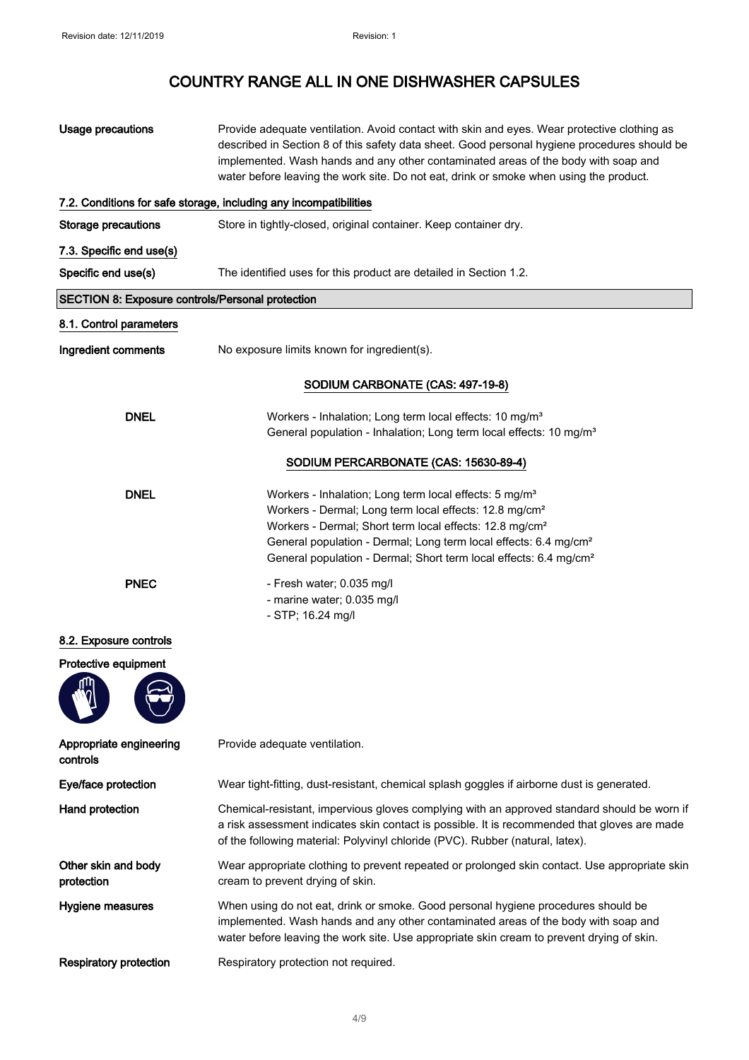# COUNTRY RANGE ALL IN ONE DISHWASHER CAPSULES

**Usage precautions** Provide adequate ventilation. Avoid contact with skin and eyes. Wear protective clothing as described in Section 8 of this safety data sheet. Good personal hygiene procedures should be implemented. Wash hands and any other contaminated areas of the body with soap and water before leaving the work site. Do not eat, drink or smoke when using the product.

### 7.2. Conditions for safe storage, including any incompatibilities

**Storage precautions** Store in tightly-closed, original container. Keep container dry.

### 7.3. Specific end use(s)

**Specific end use(s)** The identified uses for this product are detailed in Section 1.2.

## SECTION 8: Exposure controls/Personal protection

### 8.1. Control parameters

**Ingredient comments** No exposure limits known for ingredient(s).

**SODIUM CARBONATE (CAS: 497-19-8)**

**DNEL**
Workers - Inhalation; Long term local effects: 10 mg/m³
General population - Inhalation; Long term local effects: 10 mg/m³

**SODIUM PERCARBONATE (CAS: 15630-89-4)**

**DNEL**
Workers - Inhalation; Long term local effects: 5 mg/m³
Workers - Dermal; Long term local effects: 12.8 mg/cm²
Workers - Dermal; Short term local effects: 12.8 mg/cm²
General population - Dermal; Long term local effects: 6.4 mg/cm²
General population - Dermal; Short term local effects: 6.4 mg/cm²

**PNEC**
- Fresh water; 0.035 mg/l
- marine water; 0.035 mg/l
- STP; 16.24 mg/l

### 8.2. Exposure controls

**Protective equipment**

**Appropriate engineering controls** Provide adequate ventilation.

**Eye/face protection** Wear tight-fitting, dust-resistant, chemical splash goggles if airborne dust is generated.

**Hand protection** Chemical-resistant, impervious gloves complying with an approved standard should be worn if a risk assessment indicates skin contact is possible. It is recommended that gloves are made of the following material: Polyvinyl chloride (PVC). Rubber (natural, latex).

**Other skin and body protection** Wear appropriate clothing to prevent repeated or prolonged skin contact. Use appropriate skin cream to prevent drying of skin.

**Hygiene measures** When using do not eat, drink or smoke. Good personal hygiene procedures should be implemented. Wash hands and any other contaminated areas of the body with soap and water before leaving the work site. Use appropriate skin cream to prevent drying of skin.

**Respiratory protection** Respiratory protection not required.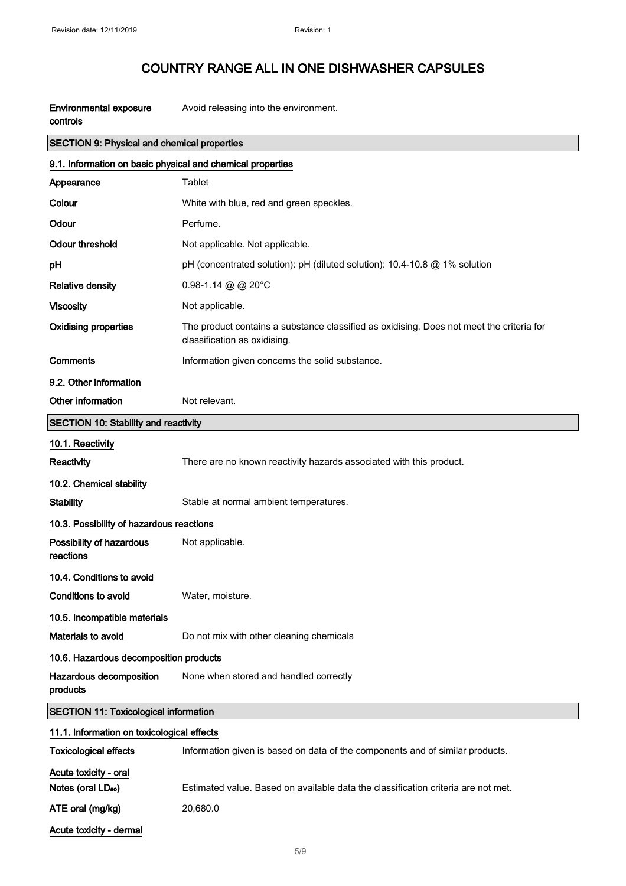# COUNTRY RANGE ALL IN ONE DISHWASHER CAPSULES

| | |
|---|---|
| **Environmental exposure controls** | Avoid releasing into the environment. |

## SECTION 9: Physical and chemical properties

### 9.1. Information on basic physical and chemical properties

| | |
|---|---|
| **Appearance** | Tablet |
| **Colour** | White with blue, red and green speckles. |
| **Odour** | Perfume. |
| **Odour threshold** | Not applicable. Not applicable. |
| **pH** | pH (concentrated solution): pH (diluted solution): 10.4-10.8 @ 1% solution |
| **Relative density** | 0.98-1.14 @ @ 20°C |
| **Viscosity** | Not applicable. |
| **Oxidising properties** | The product contains a substance classified as oxidising. Does not meet the criteria for classification as oxidising. |
| **Comments** | Information given concerns the solid substance. |

### 9.2. Other information

| | |
|---|---|
| **Other information** | Not relevant. |

## SECTION 10: Stability and reactivity

### 10.1. Reactivity

| | |
|---|---|
| **Reactivity** | There are no known reactivity hazards associated with this product. |

### 10.2. Chemical stability

| | |
|---|---|
| **Stability** | Stable at normal ambient temperatures. |

### 10.3. Possibility of hazardous reactions

| | |
|---|---|
| **Possibility of hazardous reactions** | Not applicable. |

### 10.4. Conditions to avoid

| | |
|---|---|
| **Conditions to avoid** | Water, moisture. |

### 10.5. Incompatible materials

| | |
|---|---|
| **Materials to avoid** | Do not mix with other cleaning chemicals |

### 10.6. Hazardous decomposition products

| | |
|---|---|
| **Hazardous decomposition products** | None when stored and handled correctly |

## SECTION 11: Toxicological information

### 11.1. Information on toxicological effects

| | |
|---|---|
| **Toxicological effects** | Information given is based on data of the components and of similar products. |

**Acute toxicity - oral**

| | |
|---|---|
| **Notes (oral $LD_{50}$)** | Estimated value. Based on available data the classification criteria are not met. |
| **ATE oral (mg/kg)** | 20,680.0 |

**Acute toxicity - dermal**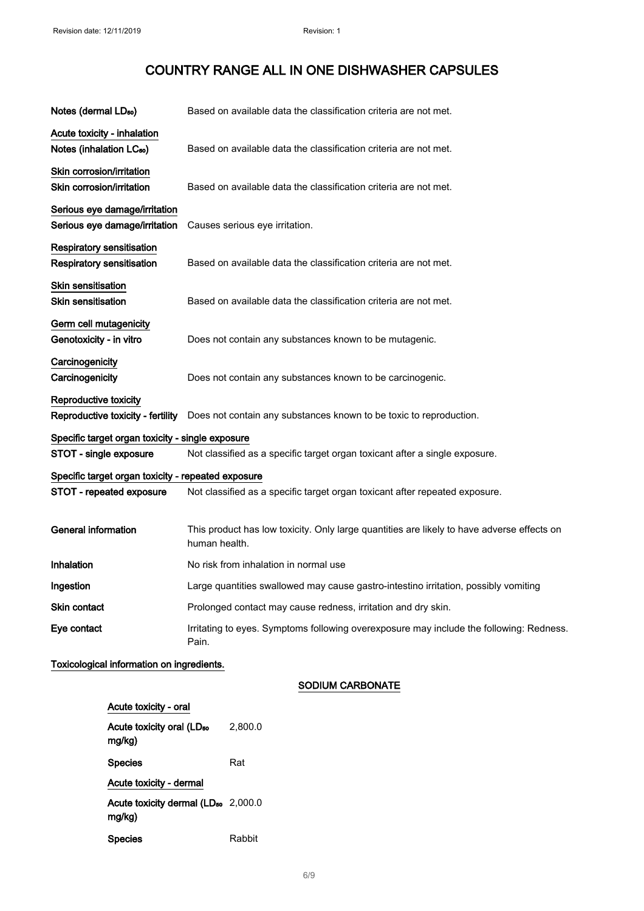# COUNTRY RANGE ALL IN ONE DISHWASHER CAPSULES

| | |
|---|---|
| **Notes (dermal $LD_{50}$)** | Based on available data the classification criteria are not met. |

**Acute toxicity - inhalation**

| | |
|---|---|
| **Notes (inhalation $LC_{50}$)** | Based on available data the classification criteria are not met. |

**Skin corrosion/irritation**

| | |
|---|---|
| **Skin corrosion/irritation** | Based on available data the classification criteria are not met. |

**Serious eye damage/irritation**

| | |
|---|---|
| **Serious eye damage/irritation** | Causes serious eye irritation. |

**Respiratory sensitisation**

| | |
|---|---|
| **Respiratory sensitisation** | Based on available data the classification criteria are not met. |

**Skin sensitisation**

| | |
|---|---|
| **Skin sensitisation** | Based on available data the classification criteria are not met. |

**Germ cell mutagenicity**

| | |
|---|---|
| **Genotoxicity - in vitro** | Does not contain any substances known to be mutagenic. |

**Carcinogenicity**

| | |
|---|---|
| **Carcinogenicity** | Does not contain any substances known to be carcinogenic. |

**Reproductive toxicity**

| | |
|---|---|
| **Reproductive toxicity - fertility** | Does not contain any substances known to be toxic to reproduction. |

**Specific target organ toxicity - single exposure**

| | |
|---|---|
| **STOT - single exposure** | Not classified as a specific target organ toxicant after a single exposure. |

**Specific target organ toxicity - repeated exposure**

| | |
|---|---|
| **STOT - repeated exposure** | Not classified as a specific target organ toxicant after repeated exposure. |

| | |
|---|---|
| **General information** | This product has low toxicity. Only large quantities are likely to have adverse effects on human health. |
| **Inhalation** | No risk from inhalation in normal use |
| **Ingestion** | Large quantities swallowed may cause gastro-intestino irritation, possibly vomiting |
| **Skin contact** | Prolonged contact may cause redness, irritation and dry skin. |
| **Eye contact** | Irritating to eyes. Symptoms following overexposure may include the following: Redness. Pain. |

**Toxicological information on ingredients.**

**SODIUM CARBONATE**

**Acute toxicity - oral**

| | |
|---|---|
| **Acute toxicity oral ($LD_{50}$ mg/kg)** | 2,800.0 |
| **Species** | Rat |

**Acute toxicity - dermal**

| | |
|---|---|
| **Acute toxicity dermal ($LD_{50}$ mg/kg)** | 2,000.0 |
| **Species** | Rabbit |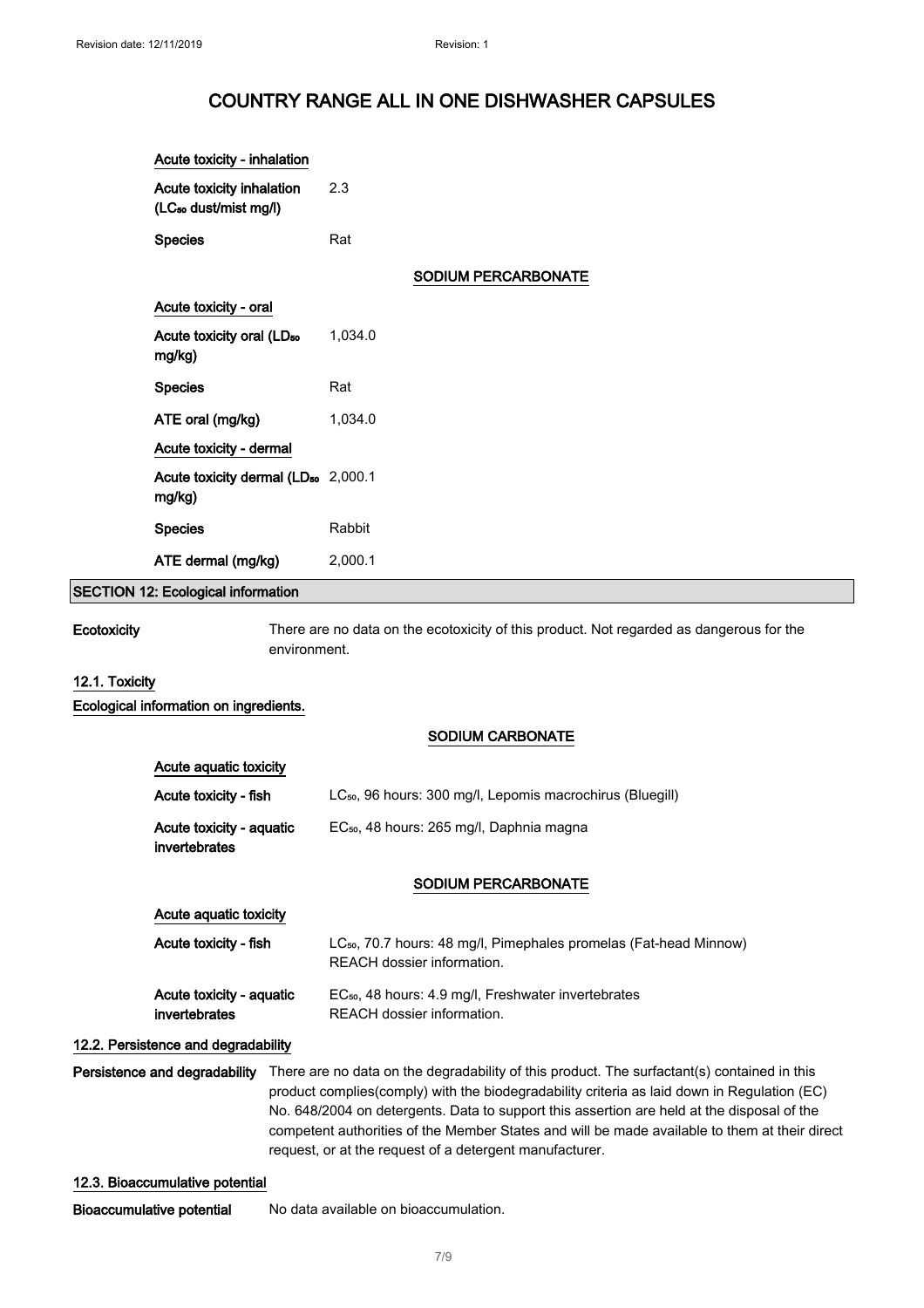| | |
|---|---|
| **Acute toxicity - inhalation** | |
| **Acute toxicity inhalation ($LC_{50}$ dust/mist mg/l)** | 2.3 |
| **Species** | Rat |

**SODIUM PERCARBONATE**

| | |
|---|---|
| **Acute toxicity - oral** | |
| **Acute toxicity oral ($LD_{50}$ mg/kg)** | 1,034.0 |
| **Species** | Rat |
| **ATE oral (mg/kg)** | 1,034.0 |
| **Acute toxicity - dermal** | |
| **Acute toxicity dermal ($LD_{50}$ mg/kg)** | 2,000.1 |
| **Species** | Rabbit |
| **ATE dermal (mg/kg)** | 2,000.1 |

## SECTION 12: Ecological information

**Ecotoxicity** There are no data on the ecotoxicity of this product. Not regarded as dangerous for the environment.

### 12.1. Toxicity

**Ecological information on ingredients.**

**SODIUM CARBONATE**

| | |
|---|---|
| **Acute aquatic toxicity** | |
| **Acute toxicity - fish** | $LC_{50}$, 96 hours: 300 mg/l, Lepomis macrochirus (Bluegill) |
| **Acute toxicity - aquatic invertebrates** | $EC_{50}$, 48 hours: 265 mg/l, Daphnia magna |

**SODIUM PERCARBONATE**

| | |
|---|---|
| **Acute aquatic toxicity** | |
| **Acute toxicity - fish** | $LC_{50}$, 70.7 hours: 48 mg/l, Pimephales promelas (Fat-head Minnow) REACH dossier information. |
| **Acute toxicity - aquatic invertebrates** | $EC_{50}$, 48 hours: 4.9 mg/l, Freshwater invertebrates REACH dossier information. |

### 12.2. Persistence and degradability

**Persistence and degradability** There are no data on the degradability of this product. The surfactant(s) contained in this product complies(comply) with the biodegradability criteria as laid down in Regulation (EC) No. 648/2004 on detergents. Data to support this assertion are held at the disposal of the competent authorities of the Member States and will be made available to them at their direct request, or at the request of a detergent manufacturer.

### 12.3. Bioaccumulative potential

**Bioaccumulative potential** No data available on bioaccumulation.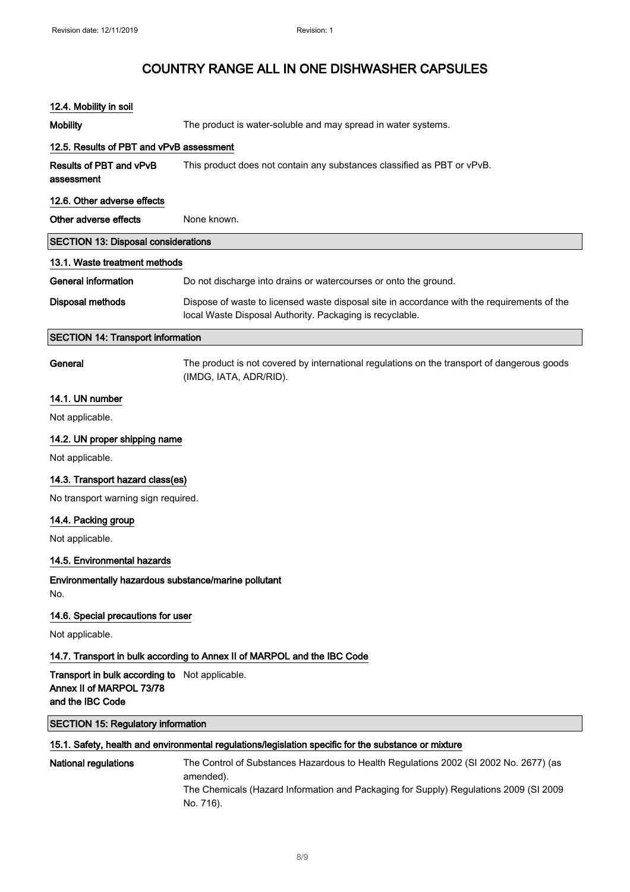# COUNTRY RANGE ALL IN ONE DISHWASHER CAPSULES

### 12.4. Mobility in soil

**Mobility** The product is water-soluble and may spread in water systems.

### 12.5. Results of PBT and vPvB assessment

**Results of PBT and vPvB assessment** This product does not contain any substances classified as PBT or vPvB.

### 12.6. Other adverse effects

**Other adverse effects** None known.

## SECTION 13: Disposal considerations

### 13.1. Waste treatment methods

**General information** Do not discharge into drains or watercourses or onto the ground.

**Disposal methods** Dispose of waste to licensed waste disposal site in accordance with the requirements of the local Waste Disposal Authority. Packaging is recyclable.

## SECTION 14: Transport information

**General** The product is not covered by international regulations on the transport of dangerous goods (IMDG, IATA, ADR/RID).

### 14.1. UN number

Not applicable.

### 14.2. UN proper shipping name

Not applicable.

### 14.3. Transport hazard class(es)

No transport warning sign required.

### 14.4. Packing group

Not applicable.

### 14.5. Environmental hazards

**Environmentally hazardous substance/marine pollutant**

No.

### 14.6. Special precautions for user

Not applicable.

### 14.7. Transport in bulk according to Annex II of MARPOL and the IBC Code

**Transport in bulk according to Annex II of MARPOL 73/78 and the IBC Code** Not applicable.

## SECTION 15: Regulatory information

### 15.1. Safety, health and environmental regulations/legislation specific for the substance or mixture

**National regulations** The Control of Substances Hazardous to Health Regulations 2002 (SI 2002 No. 2677) (as amended).
The Chemicals (Hazard Information and Packaging for Supply) Regulations 2009 (SI 2009 No. 716).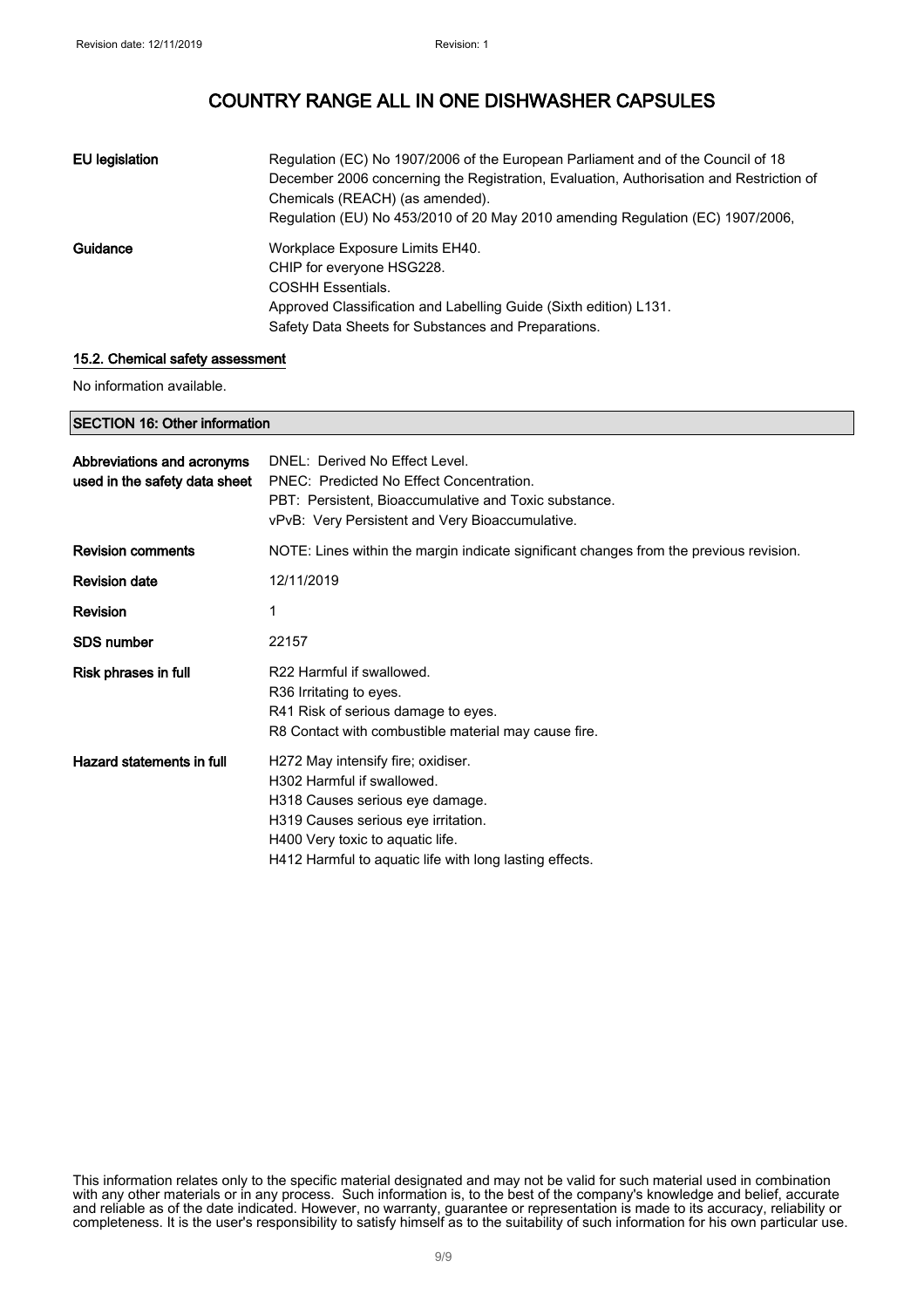| | |
|---|---|
| **EU legislation** | Regulation (EC) No 1907/2006 of the European Parliament and of the Council of 18 December 2006 concerning the Registration, Evaluation, Authorisation and Restriction of Chemicals (REACH) (as amended).<br>Regulation (EU) No 453/2010 of 20 May 2010 amending Regulation (EC) 1907/2006, |
| **Guidance** | Workplace Exposure Limits EH40.<br>CHIP for everyone HSG228.<br>COSHH Essentials.<br>Approved Classification and Labelling Guide (Sixth edition) L131.<br>Safety Data Sheets for Substances and Preparations. |

### 15.2. Chemical safety assessment

No information available.

## SECTION 16: Other information

| | |
|---|---|
| **Abbreviations and acronyms used in the safety data sheet** | DNEL: Derived No Effect Level.<br>PNEC: Predicted No Effect Concentration.<br>PBT: Persistent, Bioaccumulative and Toxic substance.<br>vPvB: Very Persistent and Very Bioaccumulative. |
| **Revision comments** | NOTE: Lines within the margin indicate significant changes from the previous revision. |
| **Revision date** | 12/11/2019 |
| **Revision** | 1 |
| **SDS number** | 22157 |
| **Risk phrases in full** | R22 Harmful if swallowed.<br>R36 Irritating to eyes.<br>R41 Risk of serious damage to eyes.<br>R8 Contact with combustible material may cause fire. |
| **Hazard statements in full** | H272 May intensify fire; oxidiser.<br>H302 Harmful if swallowed.<br>H318 Causes serious eye damage.<br>H319 Causes serious eye irritation.<br>H400 Very toxic to aquatic life.<br>H412 Harmful to aquatic life with long lasting effects. |

This information relates only to the specific material designated and may not be valid for such material used in combination with any other materials or in any process. Such information is, to the best of the company's knowledge and belief, accurate and reliable as of the date indicated. However, no warranty, guarantee or representation is made to its accuracy, reliability or completeness. It is the user's responsibility to satisfy himself as to the suitability of such information for his own particular use.